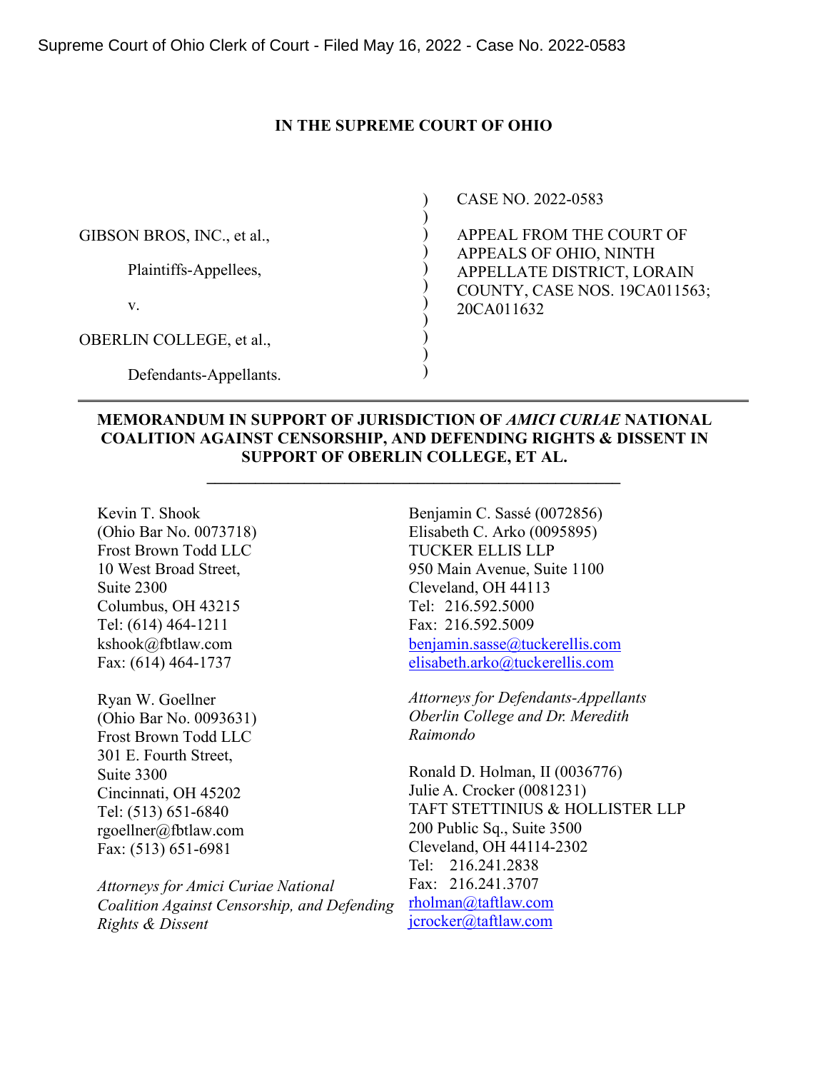Supreme Court of Ohio Clerk of Court - Filed May 16, 2022 - Case No. 2022-0583

**IN THE SUPREME COURT OF OHIO**

GIBSON BROS, INC., et al.,

Plaintiffs-Appellees,

v.

OBERLIN COLLEGE, et al.,

Defendants-Appellants.

CASE NO. 2022-0583

APPEAL FROM THE COURT OF APPEALS OF OHIO, NINTH APPELLATE DISTRICT, LORAIN COUNTY, CASE NOS. 19CA011563; 20CA011632

---

**MEMORANDUM IN SUPPORT OF JURISDICTION OF *AMICI CURIAE* NATIONAL COALITION AGAINST CENSORSHIP, AND DEFENDING RIGHTS & DISSENT IN SUPPORT OF OBERLIN COLLEGE, ET AL.**

---

Kevin T. Shook
(Ohio Bar No. 0073718)
Frost Brown Todd LLC
10 West Broad Street,
Suite 2300
Columbus, OH 43215
Tel: (614) 464-1211
kshook@fbtlaw.com
Fax: (614) 464-1737

Ryan W. Goellner
(Ohio Bar No. 0093631)
Frost Brown Todd LLC
301 E. Fourth Street,
Suite 3300
Cincinnati, OH 45202
Tel: (513) 651-6840
rgoellner@fbtlaw.com
Fax: (513) 651-6981

*Attorneys for Amici Curiae National Coalition Against Censorship, and Defending Rights & Dissent*

Benjamin C. Sassé (0072856)
Elisabeth C. Arko (0095895)
TUCKER ELLIS LLP
950 Main Avenue, Suite 1100
Cleveland, OH 44113
Tel: 216.592.5000
Fax: 216.592.5009
benjamin.sasse@tuckerellis.com
elisabeth.arko@tuckerellis.com

*Attorneys for Defendants-Appellants Oberlin College and Dr. Meredith Raimondo*

Ronald D. Holman, II (0036776)
Julie A. Crocker (0081231)
TAFT STETTINIUS & HOLLISTER LLP
200 Public Sq., Suite 3500
Cleveland, OH 44114-2302
Tel: 216.241.2838
Fax: 216.241.3707
rholman@taftlaw.com
jcrocker@taftlaw.com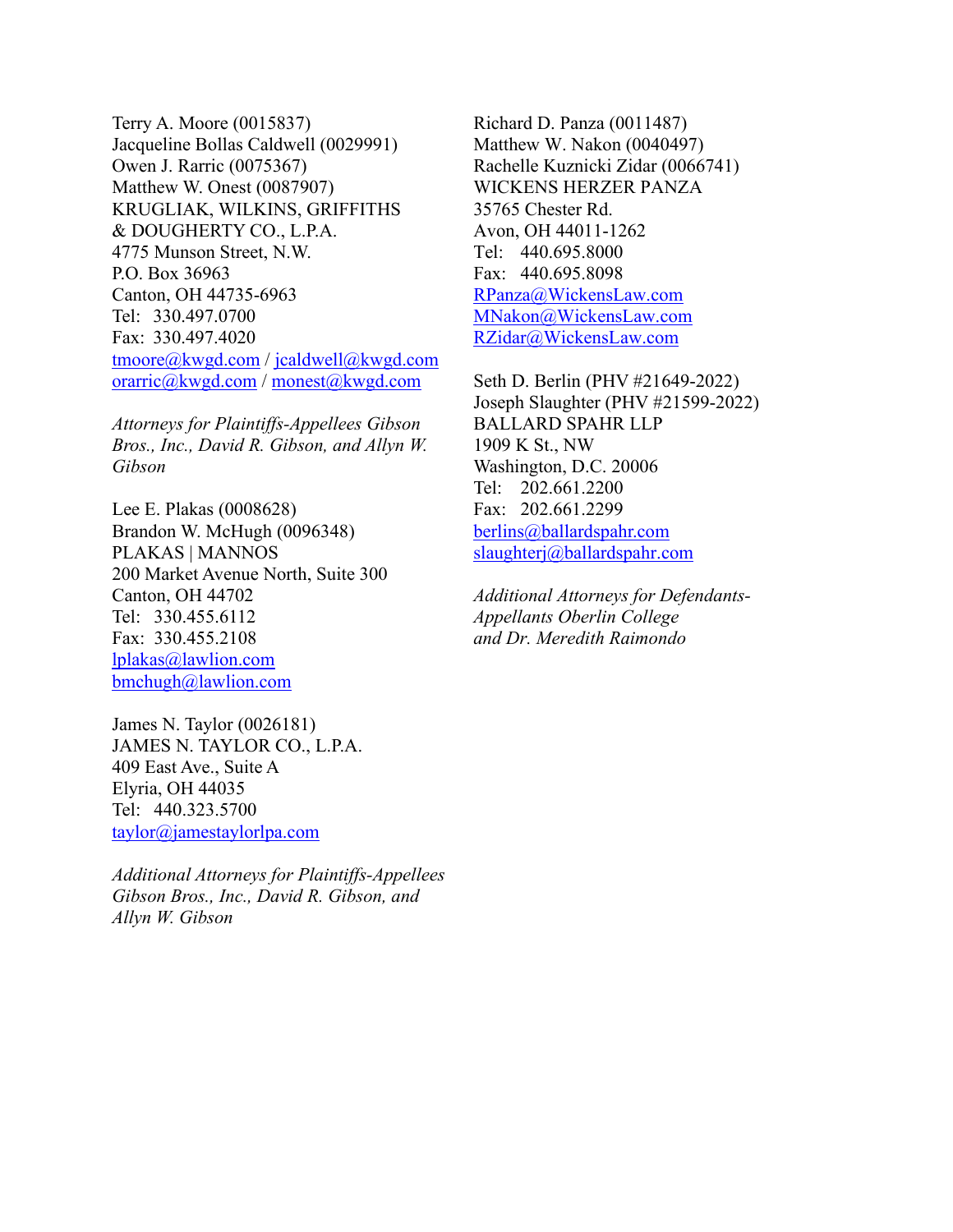Terry A. Moore (0015837)
Jacqueline Bollas Caldwell (0029991)
Owen J. Rarric (0075367)
Matthew W. Onest (0087907)
KRUGLIAK, WILKINS, GRIFFITHS
& DOUGHERTY CO., L.P.A.
4775 Munson Street, N.W.
P.O. Box 36963
Canton, OH 44735-6963
Tel: 330.497.0700
Fax: 330.497.4020
tmoore@kwgd.com / jcaldwell@kwgd.com
orarric@kwgd.com / monest@kwgd.com

*Attorneys for Plaintiffs-Appellees Gibson Bros., Inc., David R. Gibson, and Allyn W. Gibson*

Lee E. Plakas (0008628)
Brandon W. McHugh (0096348)
PLAKAS | MANNOS
200 Market Avenue North, Suite 300
Canton, OH 44702
Tel: 330.455.6112
Fax: 330.455.2108
lplakas@lawlion.com
bmchugh@lawlion.com

James N. Taylor (0026181)
JAMES N. TAYLOR CO., L.P.A.
409 East Ave., Suite A
Elyria, OH 44035
Tel: 440.323.5700
taylor@jamestaylorlpa.com

*Additional Attorneys for Plaintiffs-Appellees Gibson Bros., Inc., David R. Gibson, and Allyn W. Gibson*

Richard D. Panza (0011487)
Matthew W. Nakon (0040497)
Rachelle Kuznicki Zidar (0066741)
WICKENS HERZER PANZA
35765 Chester Rd.
Avon, OH 44011-1262
Tel: 440.695.8000
Fax: 440.695.8098
RPanza@WickensLaw.com
MNakon@WickensLaw.com
RZidar@WickensLaw.com

Seth D. Berlin (PHV #21649-2022)
Joseph Slaughter (PHV #21599-2022)
BALLARD SPAHR LLP
1909 K St., NW
Washington, D.C. 20006
Tel: 202.661.2200
Fax: 202.661.2299
berlins@ballardspahr.com
slaughterj@ballardspahr.com

*Additional Attorneys for Defendants-Appellants Oberlin College and Dr. Meredith Raimondo*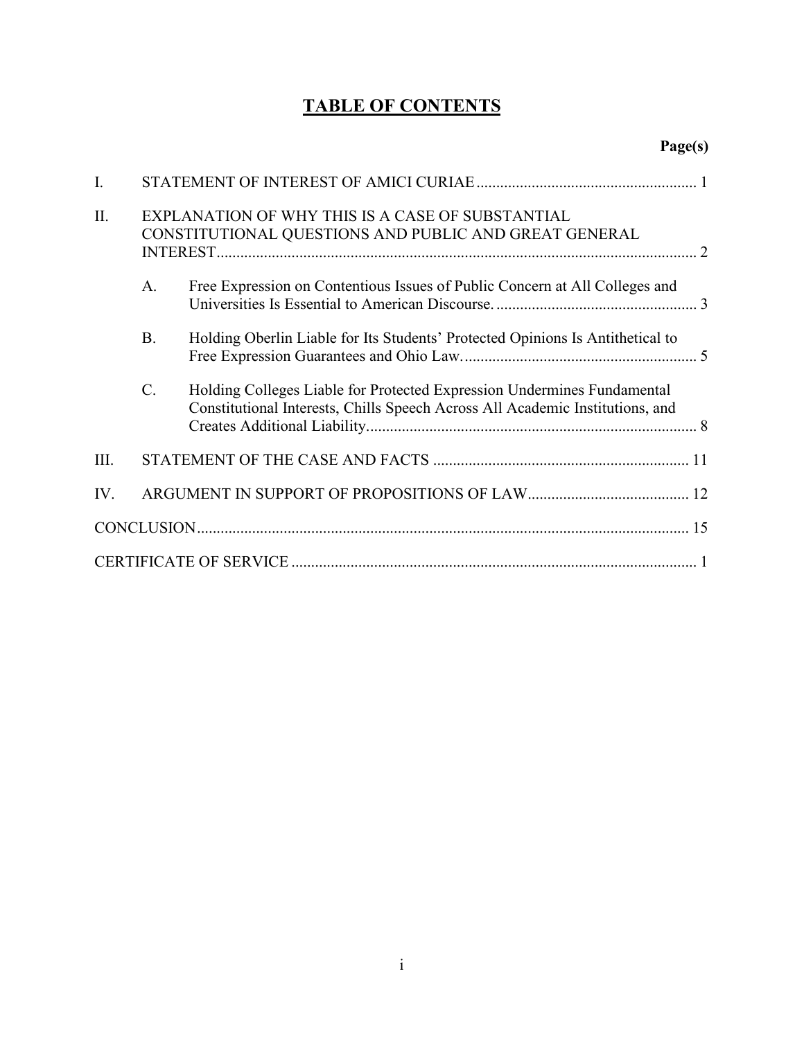# TABLE OF CONTENTS

| | | Page(s) |
|---|---|---|
| I. | STATEMENT OF INTEREST OF AMICI CURIAE | 1 |
| II. | EXPLANATION OF WHY THIS IS A CASE OF SUBSTANTIAL CONSTITUTIONAL QUESTIONS AND PUBLIC AND GREAT GENERAL INTEREST | 2 |
| | A. Free Expression on Contentious Issues of Public Concern at All Colleges and Universities Is Essential to American Discourse. | 3 |
| | B. Holding Oberlin Liable for Its Students' Protected Opinions Is Antithetical to Free Expression Guarantees and Ohio Law. | 5 |
| | C. Holding Colleges Liable for Protected Expression Undermines Fundamental Constitutional Interests, Chills Speech Across All Academic Institutions, and Creates Additional Liability. | 8 |
| III. | STATEMENT OF THE CASE AND FACTS | 11 |
| IV. | ARGUMENT IN SUPPORT OF PROPOSITIONS OF LAW | 12 |
| | CONCLUSION | 15 |
| | CERTIFICATE OF SERVICE | 1 |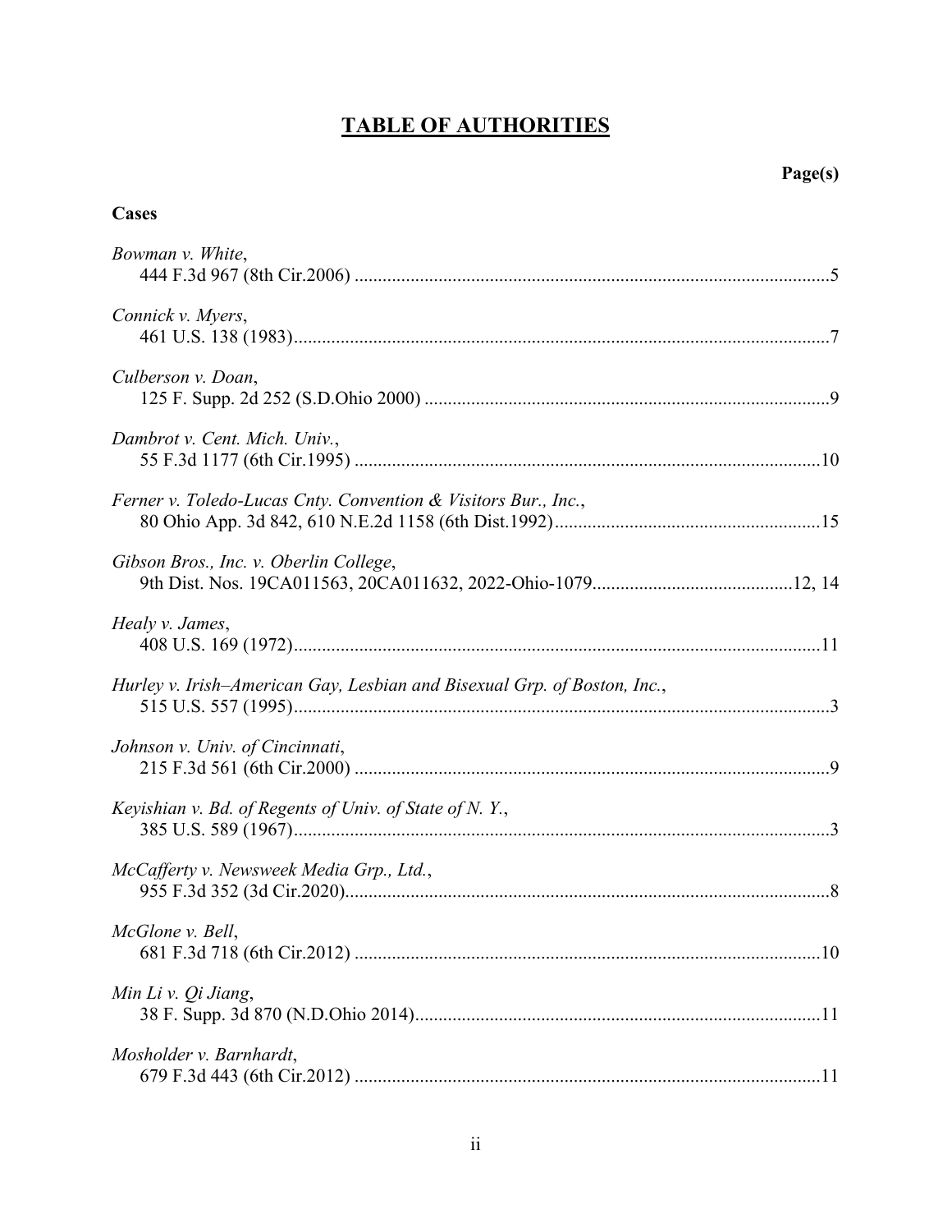# TABLE OF AUTHORITIES

**Page(s)**

**Cases**

*Bowman v. White*,
444 F.3d 967 (8th Cir.2006) ....................................................................................................5

*Connick v. Myers*,
461 U.S. 138 (1983)..................................................................................................................7

*Culberson v. Doan*,
125 F. Supp. 2d 252 (S.D.Ohio 2000) .....................................................................................9

*Dambrot v. Cent. Mich. Univ.*,
55 F.3d 1177 (6th Cir.1995) ..................................................................................................10

*Ferner v. Toledo-Lucas Cnty. Convention & Visitors Bur., Inc.*,
80 Ohio App. 3d 842, 610 N.E.2d 1158 (6th Dist.1992)........................................................15

*Gibson Bros., Inc. v. Oberlin College*,
9th Dist. Nos. 19CA011563, 20CA011632, 2022-Ohio-1079..........................................12, 14

*Healy v. James*,
408 U.S. 169 (1972)................................................................................................................11

*Hurley v. Irish–American Gay, Lesbian and Bisexual Grp. of Boston, Inc.*,
515 U.S. 557 (1995)..................................................................................................................3

*Johnson v. Univ. of Cincinnati*,
215 F.3d 561 (6th Cir.2000) ....................................................................................................9

*Keyishian v. Bd. of Regents of Univ. of State of N. Y.*,
385 U.S. 589 (1967)..................................................................................................................3

*McCafferty v. Newsweek Media Grp., Ltd.*,
955 F.3d 352 (3d Cir.2020).......................................................................................................8

*McGlone v. Bell*,
681 F.3d 718 (6th Cir.2012) ..................................................................................................10

*Min Li v. Qi Jiang*,
38 F. Supp. 3d 870 (N.D.Ohio 2014)......................................................................................11

*Mosholder v. Barnhardt*,
679 F.3d 443 (6th Cir.2012) ..................................................................................................11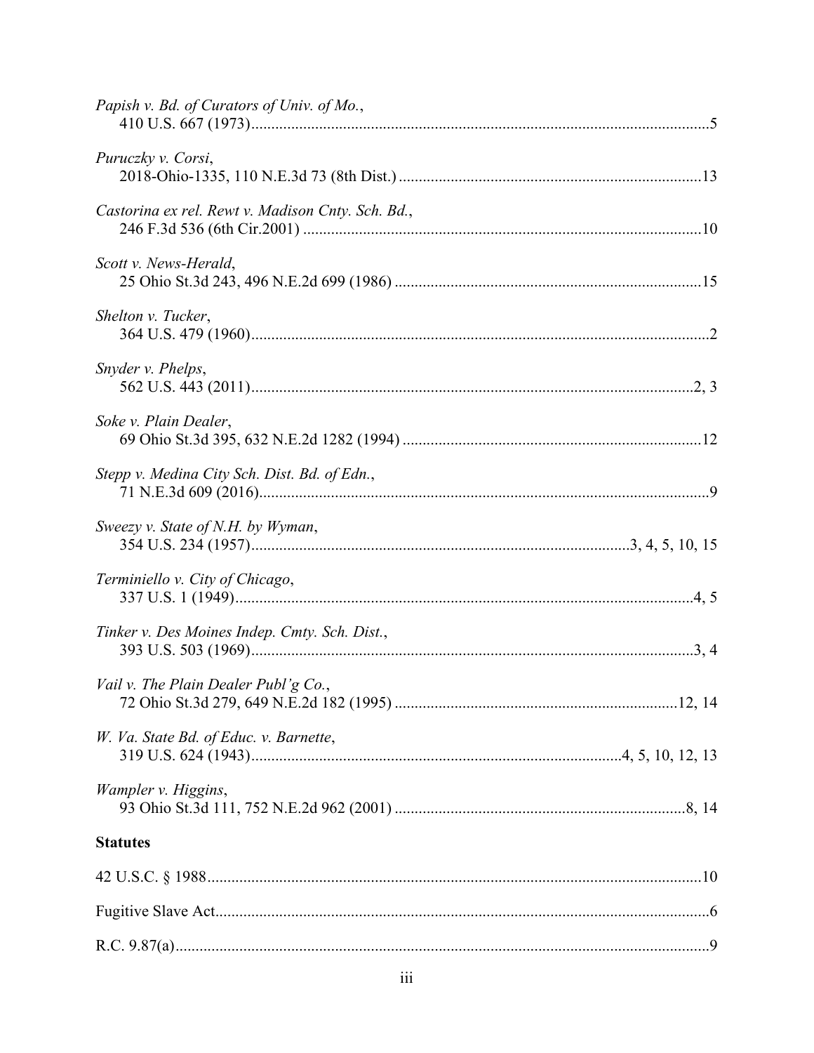*Papish v. Bd. of Curators of Univ. of Mo.*,
410 U.S. 667 (1973)....................................................................................................5

*Puruczky v. Corsi*,
2018-Ohio-1335, 110 N.E.3d 73 (8th Dist.) ...........................................................................13

*Castorina ex rel. Rewt v. Madison Cnty. Sch. Bd.*,
246 F.3d 536 (6th Cir.2001) ....................................................................................................10

*Scott v. News-Herald*,
25 Ohio St.3d 243, 496 N.E.2d 699 (1986) ............................................................................15

*Shelton v. Tucker*,
364 U.S. 479 (1960)..................................................................................................................2

*Snyder v. Phelps*,
562 U.S. 443 (2011)...............................................................................................................2, 3

*Soke v. Plain Dealer*,
69 Ohio St.3d 395, 632 N.E.2d 1282 (1994) ..........................................................................12

*Stepp v. Medina City Sch. Dist. Bd. of Edn.*,
71 N.E.3d 609 (2016)................................................................................................................9

*Sweezy v. State of N.H. by Wyman*,
354 U.S. 234 (1957)...............................................................................................3, 4, 5, 10, 15

*Terminiello v. City of Chicago*,
337 U.S. 1 (1949)..................................................................................................................4, 5

*Tinker v. Des Moines Indep. Cmty. Sch. Dist.*,
393 U.S. 503 (1969)...............................................................................................................3, 4

*Vail v. The Plain Dealer Publ'g Co.*,
72 Ohio St.3d 279, 649 N.E.2d 182 (1995) ......................................................................12, 14

*W. Va. State Bd. of Educ. v. Barnette*,
319 U.S. 624 (1943)............................................................................................4, 5, 10, 12, 13

*Wampler v. Higgins*,
93 Ohio St.3d 111, 752 N.E.2d 962 (2001) .........................................................................8, 14

**Statutes**

42 U.S.C. § 1988...........................................................................................................................10

Fugitive Slave Act..........................................................................................................................6

R.C. 9.87(a).....................................................................................................................................9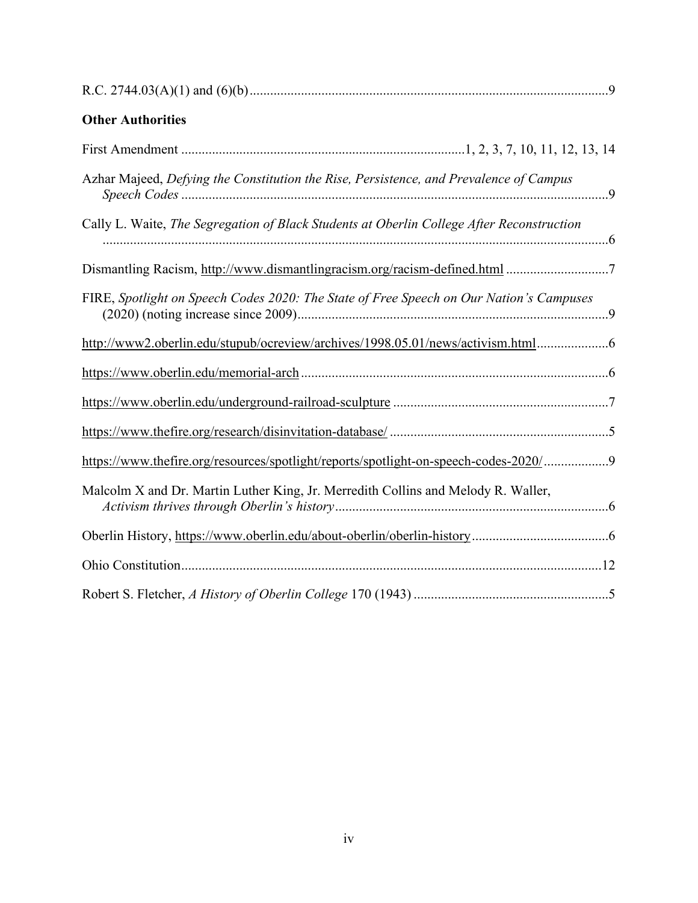R.C. 2744.03(A)(1) and (6)(b) ........................................................................................................9

**Other Authorities**

First Amendment ..................................................................................1, 2, 3, 7, 10, 11, 12, 13, 14

Azhar Majeed, *Defying the Constitution the Rise, Persistence, and Prevalence of Campus Speech Codes* ............................................................................................................................9

Cally L. Waite, *The Segregation of Black Students at Oberlin College After Reconstruction* ....................................................................................................................................6

Dismantling Racism, http://www.dismantlingracism.org/racism-defined.html .............................7

FIRE, *Spotlight on Speech Codes 2020: The State of Free Speech on Our Nation's Campuses* (2020) (noting increase since 2009)...........................................................................................9

http://www2.oberlin.edu/stupub/ocreview/archives/1998.05.01/news/activism.html....................6

https://www.oberlin.edu/memorial-arch .........................................................................................6

https://www.oberlin.edu/underground-railroad-sculpture ..............................................................7

https://www.thefire.org/research/disinvitation-database/ ................................................................5

https://www.thefire.org/resources/spotlight/reports/spotlight-on-speech-codes-2020/..................9

Malcolm X and Dr. Martin Luther King, Jr. Merredith Collins and Melody R. Waller, *Activism thrives through Oberlin's history* ...............................................................................6

Oberlin History, https://www.oberlin.edu/about-oberlin/oberlin-history........................................6

Ohio Constitution..........................................................................................................................12

Robert S. Fletcher, *A History of Oberlin College* 170 (1943) .........................................................5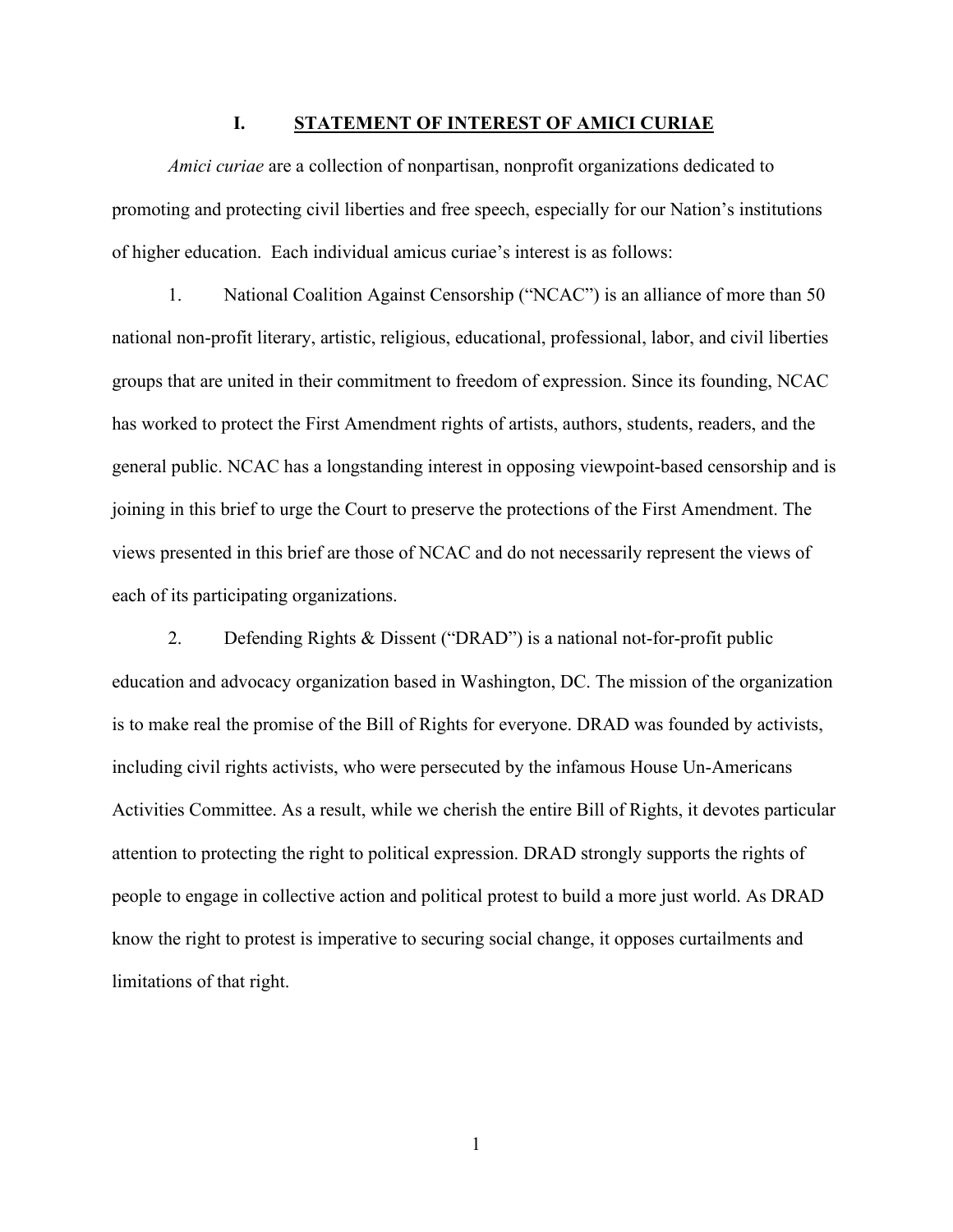## I. STATEMENT OF INTEREST OF AMICI CURIAE

*Amici curiae* are a collection of nonpartisan, nonprofit organizations dedicated to promoting and protecting civil liberties and free speech, especially for our Nation's institutions of higher education. Each individual amicus curiae's interest is as follows:

1. National Coalition Against Censorship ("NCAC") is an alliance of more than 50 national non-profit literary, artistic, religious, educational, professional, labor, and civil liberties groups that are united in their commitment to freedom of expression. Since its founding, NCAC has worked to protect the First Amendment rights of artists, authors, students, readers, and the general public. NCAC has a longstanding interest in opposing viewpoint-based censorship and is joining in this brief to urge the Court to preserve the protections of the First Amendment. The views presented in this brief are those of NCAC and do not necessarily represent the views of each of its participating organizations.

2. Defending Rights & Dissent ("DRAD") is a national not-for-profit public education and advocacy organization based in Washington, DC. The mission of the organization is to make real the promise of the Bill of Rights for everyone. DRAD was founded by activists, including civil rights activists, who were persecuted by the infamous House Un-Americans Activities Committee. As a result, while we cherish the entire Bill of Rights, it devotes particular attention to protecting the right to political expression. DRAD strongly supports the rights of people to engage in collective action and political protest to build a more just world. As DRAD know the right to protest is imperative to securing social change, it opposes curtailments and limitations of that right.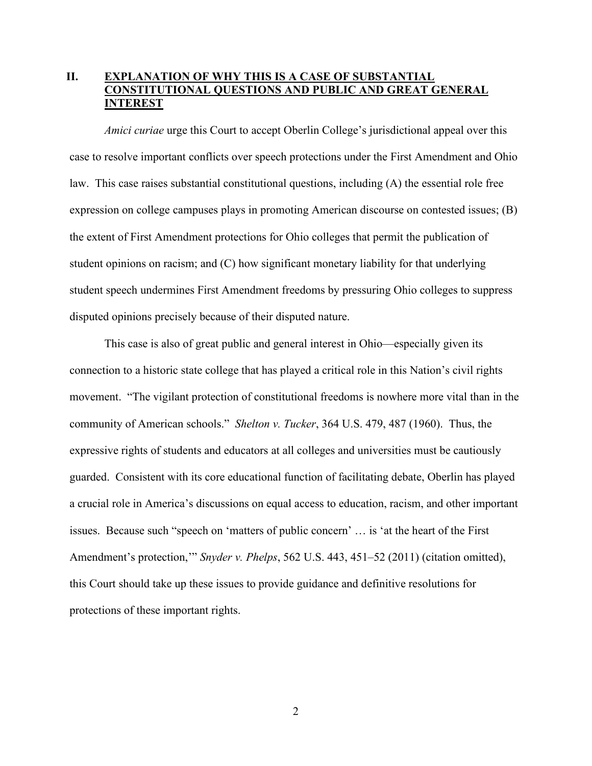## II. **EXPLANATION OF WHY THIS IS A CASE OF SUBSTANTIAL CONSTITUTIONAL QUESTIONS AND PUBLIC AND GREAT GENERAL INTEREST**

*Amici curiae* urge this Court to accept Oberlin College's jurisdictional appeal over this case to resolve important conflicts over speech protections under the First Amendment and Ohio law. This case raises substantial constitutional questions, including (A) the essential role free expression on college campuses plays in promoting American discourse on contested issues; (B) the extent of First Amendment protections for Ohio colleges that permit the publication of student opinions on racism; and (C) how significant monetary liability for that underlying student speech undermines First Amendment freedoms by pressuring Ohio colleges to suppress disputed opinions precisely because of their disputed nature.

This case is also of great public and general interest in Ohio—especially given its connection to a historic state college that has played a critical role in this Nation's civil rights movement. "The vigilant protection of constitutional freedoms is nowhere more vital than in the community of American schools." *Shelton v. Tucker*, 364 U.S. 479, 487 (1960). Thus, the expressive rights of students and educators at all colleges and universities must be cautiously guarded. Consistent with its core educational function of facilitating debate, Oberlin has played a crucial role in America's discussions on equal access to education, racism, and other important issues. Because such "speech on 'matters of public concern' … is 'at the heart of the First Amendment's protection,'" *Snyder v. Phelps*, 562 U.S. 443, 451–52 (2011) (citation omitted), this Court should take up these issues to provide guidance and definitive resolutions for protections of these important rights.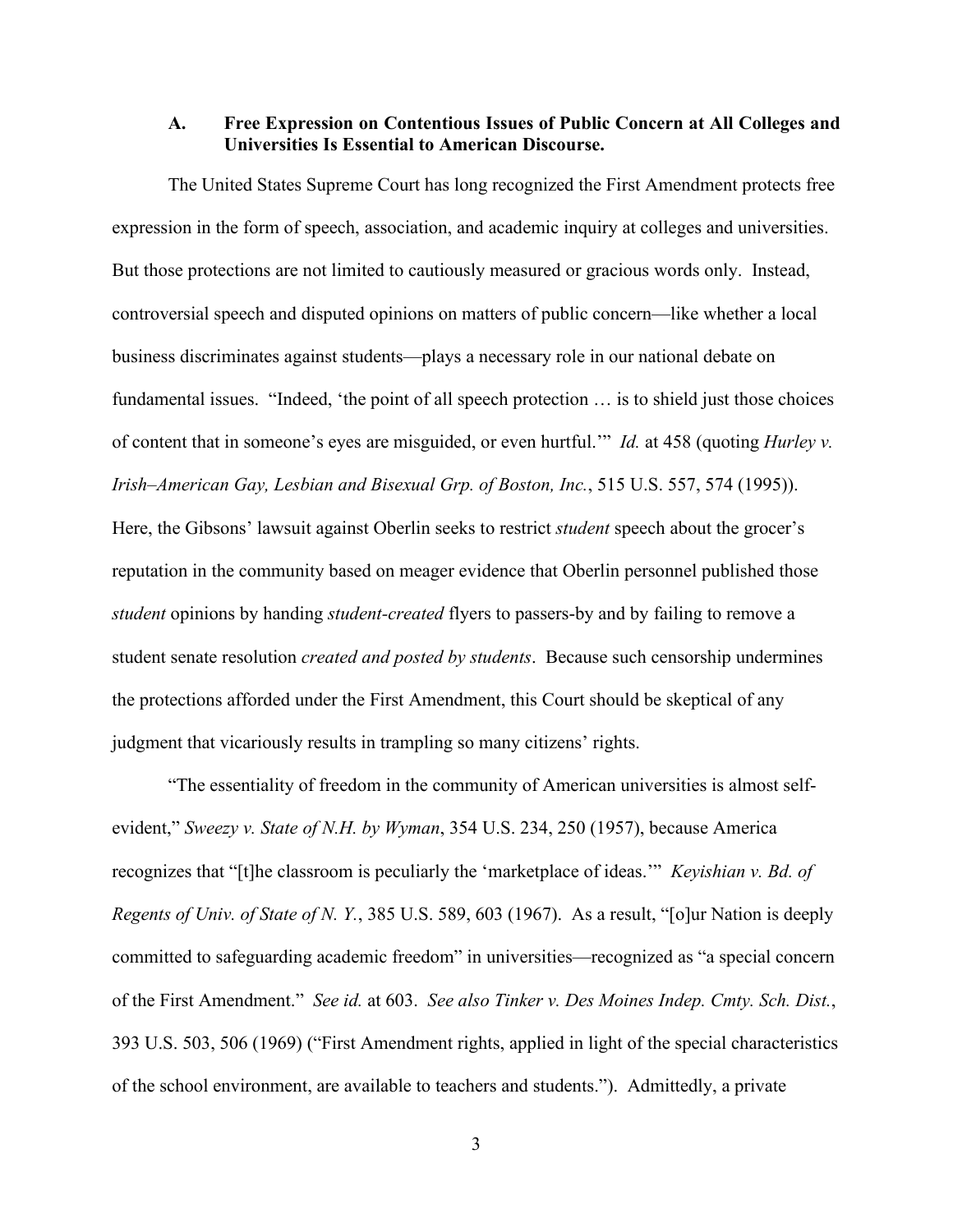### A. Free Expression on Contentious Issues of Public Concern at All Colleges and Universities Is Essential to American Discourse.

The United States Supreme Court has long recognized the First Amendment protects free expression in the form of speech, association, and academic inquiry at colleges and universities. But those protections are not limited to cautiously measured or gracious words only. Instead, controversial speech and disputed opinions on matters of public concern—like whether a local business discriminates against students—plays a necessary role in our national debate on fundamental issues. "Indeed, 'the point of all speech protection … is to shield just those choices of content that in someone's eyes are misguided, or even hurtful.'" *Id.* at 458 (quoting *Hurley v. Irish–American Gay, Lesbian and Bisexual Grp. of Boston, Inc.*, 515 U.S. 557, 574 (1995)). Here, the Gibsons' lawsuit against Oberlin seeks to restrict *student* speech about the grocer's reputation in the community based on meager evidence that Oberlin personnel published those *student* opinions by handing *student-created* flyers to passers-by and by failing to remove a student senate resolution *created and posted by students*. Because such censorship undermines the protections afforded under the First Amendment, this Court should be skeptical of any judgment that vicariously results in trampling so many citizens' rights.

"The essentiality of freedom in the community of American universities is almost self-evident," *Sweezy v. State of N.H. by Wyman*, 354 U.S. 234, 250 (1957), because America recognizes that "[t]he classroom is peculiarly the 'marketplace of ideas.'" *Keyishian v. Bd. of Regents of Univ. of State of N. Y.*, 385 U.S. 589, 603 (1967). As a result, "[o]ur Nation is deeply committed to safeguarding academic freedom" in universities—recognized as "a special concern of the First Amendment." *See id.* at 603. *See also Tinker v. Des Moines Indep. Cmty. Sch. Dist.*, 393 U.S. 503, 506 (1969) ("First Amendment rights, applied in light of the special characteristics of the school environment, are available to teachers and students."). Admittedly, a private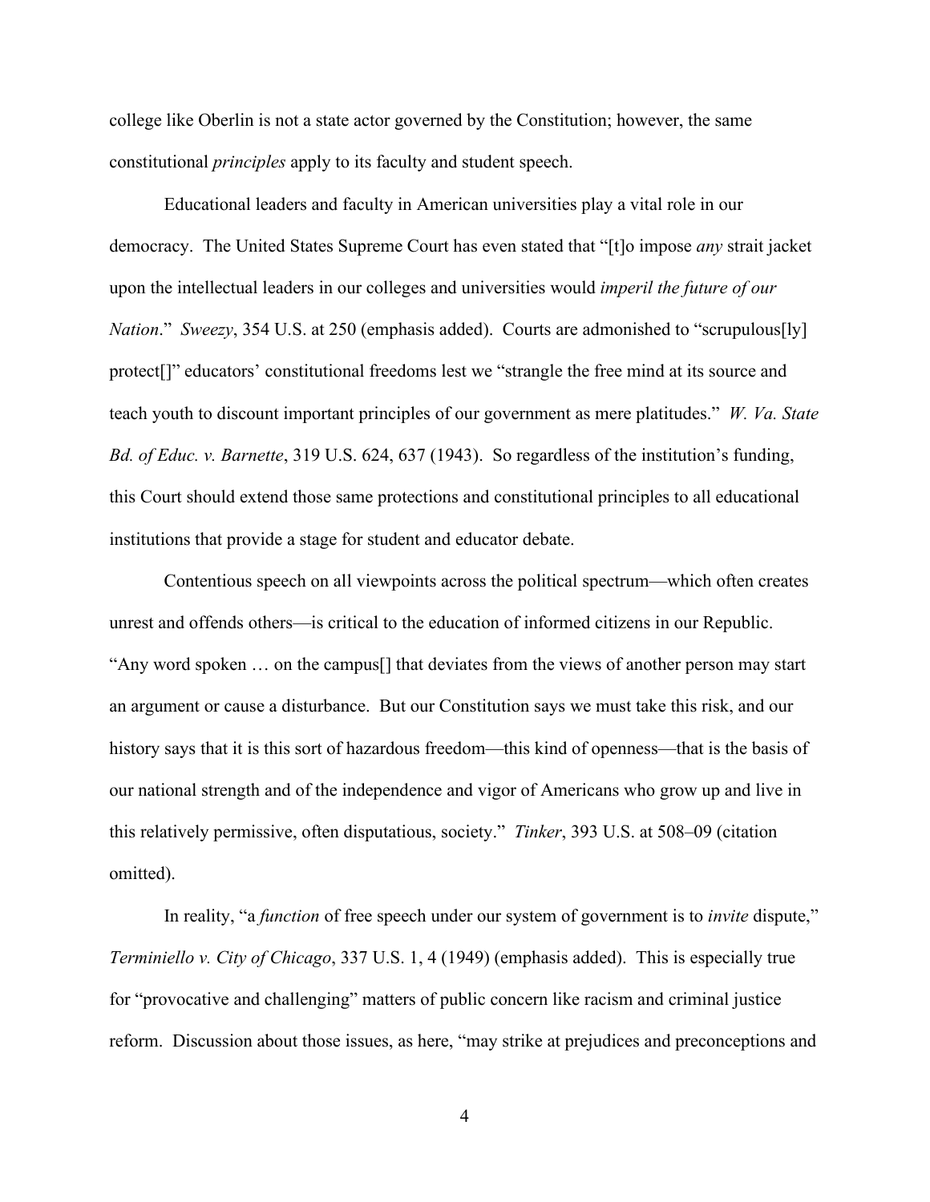college like Oberlin is not a state actor governed by the Constitution; however, the same constitutional *principles* apply to its faculty and student speech.

Educational leaders and faculty in American universities play a vital role in our democracy. The United States Supreme Court has even stated that "[t]o impose *any* strait jacket upon the intellectual leaders in our colleges and universities would *imperil the future of our Nation*." *Sweezy*, 354 U.S. at 250 (emphasis added). Courts are admonished to "scrupulous[ly] protect[]" educators' constitutional freedoms lest we "strangle the free mind at its source and teach youth to discount important principles of our government as mere platitudes." *W. Va. State Bd. of Educ. v. Barnette*, 319 U.S. 624, 637 (1943). So regardless of the institution's funding, this Court should extend those same protections and constitutional principles to all educational institutions that provide a stage for student and educator debate.

Contentious speech on all viewpoints across the political spectrum—which often creates unrest and offends others—is critical to the education of informed citizens in our Republic. "Any word spoken … on the campus[] that deviates from the views of another person may start an argument or cause a disturbance. But our Constitution says we must take this risk, and our history says that it is this sort of hazardous freedom—this kind of openness—that is the basis of our national strength and of the independence and vigor of Americans who grow up and live in this relatively permissive, often disputatious, society." *Tinker*, 393 U.S. at 508–09 (citation omitted).

In reality, "a *function* of free speech under our system of government is to *invite* dispute," *Terminiello v. City of Chicago*, 337 U.S. 1, 4 (1949) (emphasis added). This is especially true for "provocative and challenging" matters of public concern like racism and criminal justice reform. Discussion about those issues, as here, "may strike at prejudices and preconceptions and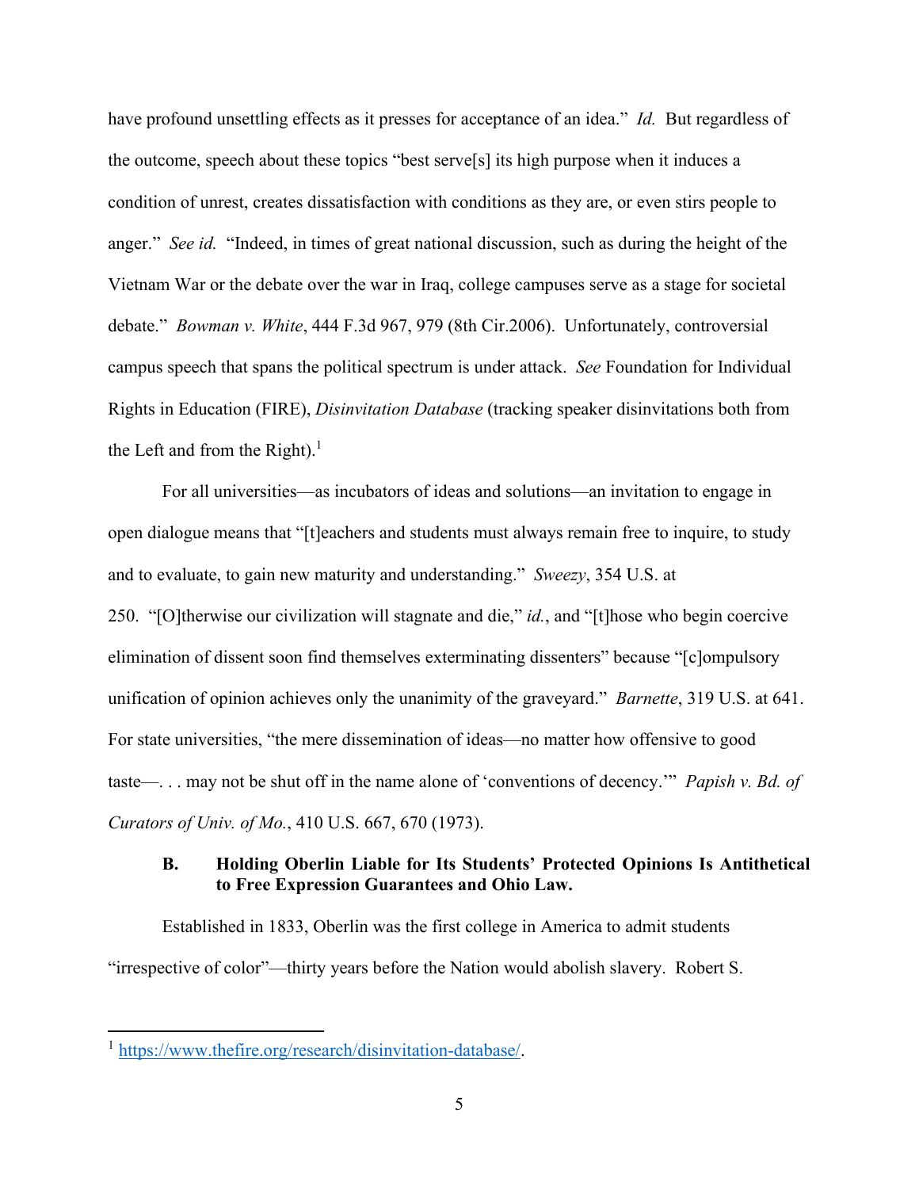have profound unsettling effects as it presses for acceptance of an idea." *Id.* But regardless of the outcome, speech about these topics "best serve[s] its high purpose when it induces a condition of unrest, creates dissatisfaction with conditions as they are, or even stirs people to anger." *See id.* "Indeed, in times of great national discussion, such as during the height of the Vietnam War or the debate over the war in Iraq, college campuses serve as a stage for societal debate." *Bowman v. White*, 444 F.3d 967, 979 (8th Cir.2006). Unfortunately, controversial campus speech that spans the political spectrum is under attack. *See* Foundation for Individual Rights in Education (FIRE), *Disinvitation Database* (tracking speaker disinvitations both from the Left and from the Right).[1]

For all universities—as incubators of ideas and solutions—an invitation to engage in open dialogue means that "[t]eachers and students must always remain free to inquire, to study and to evaluate, to gain new maturity and understanding." *Sweezy*, 354 U.S. at 250. "[O]therwise our civilization will stagnate and die," *id.*, and "[t]hose who begin coercive elimination of dissent soon find themselves exterminating dissenters" because "[c]ompulsory unification of opinion achieves only the unanimity of the graveyard." *Barnette*, 319 U.S. at 641. For state universities, "the mere dissemination of ideas—no matter how offensive to good taste—. . . may not be shut off in the name alone of 'conventions of decency.'" *Papish v. Bd. of Curators of Univ. of Mo.*, 410 U.S. 667, 670 (1973).

### B. Holding Oberlin Liable for Its Students' Protected Opinions Is Antithetical to Free Expression Guarantees and Ohio Law.

Established in 1833, Oberlin was the first college in America to admit students "irrespective of color"—thirty years before the Nation would abolish slavery. Robert S.

---

[1] https://www.thefire.org/research/disinvitation-database/.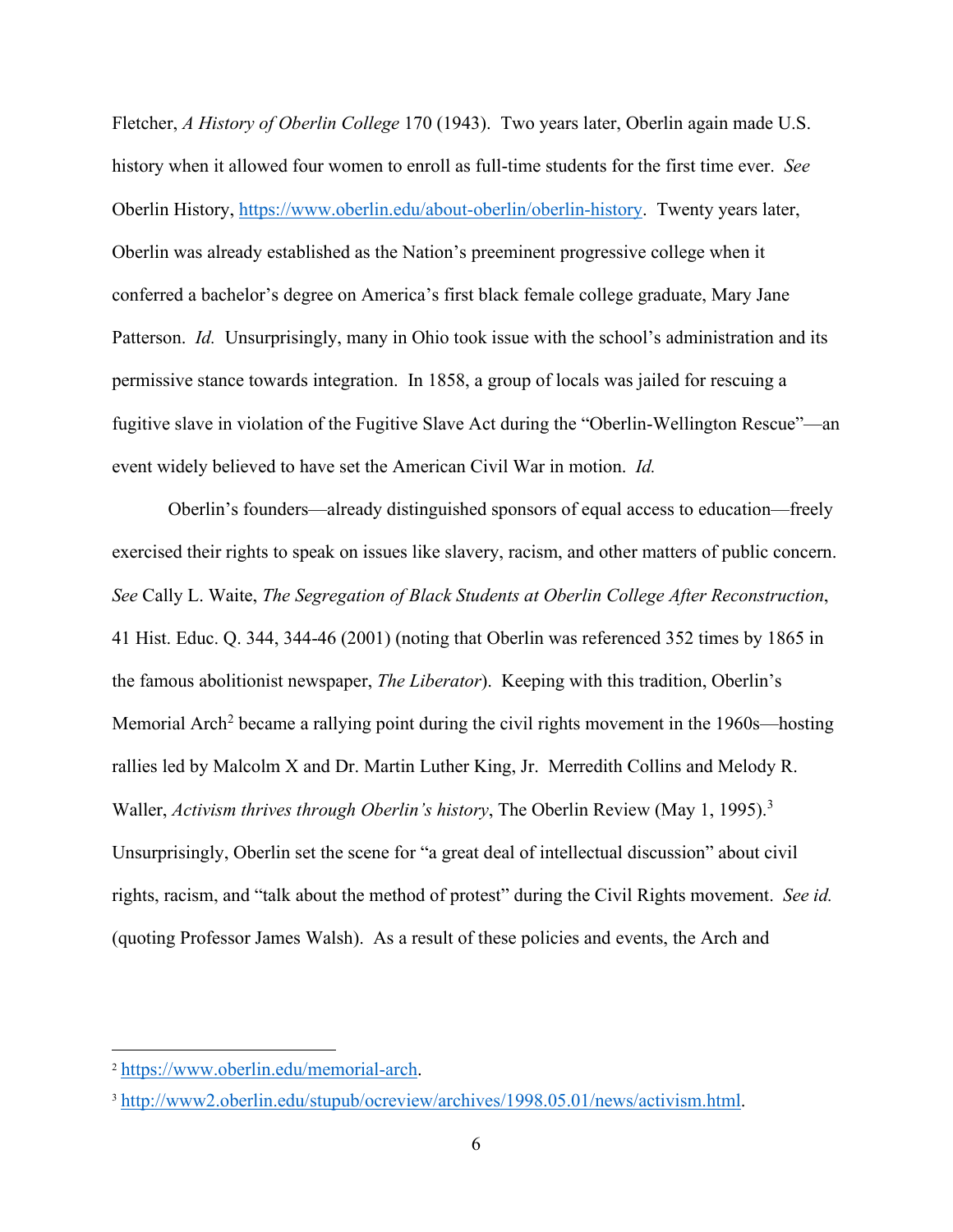Fletcher, *A History of Oberlin College* 170 (1943). Two years later, Oberlin again made U.S. history when it allowed four women to enroll as full-time students for the first time ever. *See* Oberlin History, https://www.oberlin.edu/about-oberlin/oberlin-history. Twenty years later, Oberlin was already established as the Nation's preeminent progressive college when it conferred a bachelor's degree on America's first black female college graduate, Mary Jane Patterson. *Id.* Unsurprisingly, many in Ohio took issue with the school's administration and its permissive stance towards integration. In 1858, a group of locals was jailed for rescuing a fugitive slave in violation of the Fugitive Slave Act during the "Oberlin-Wellington Rescue"—an event widely believed to have set the American Civil War in motion. *Id.*

Oberlin's founders—already distinguished sponsors of equal access to education—freely exercised their rights to speak on issues like slavery, racism, and other matters of public concern. *See* Cally L. Waite, *The Segregation of Black Students at Oberlin College After Reconstruction*, 41 Hist. Educ. Q. 344, 344-46 (2001) (noting that Oberlin was referenced 352 times by 1865 in the famous abolitionist newspaper, *The Liberator*). Keeping with this tradition, Oberlin's Memorial Arch[2] became a rallying point during the civil rights movement in the 1960s—hosting rallies led by Malcolm X and Dr. Martin Luther King, Jr. Merredith Collins and Melody R. Waller, *Activism thrives through Oberlin's history*, The Oberlin Review (May 1, 1995).[3] Unsurprisingly, Oberlin set the scene for "a great deal of intellectual discussion" about civil rights, racism, and "talk about the method of protest" during the Civil Rights movement. *See id.* (quoting Professor James Walsh). As a result of these policies and events, the Arch and

---

[2] https://www.oberlin.edu/memorial-arch.

[3] http://www2.oberlin.edu/stupub/ocreview/archives/1998.05.01/news/activism.html.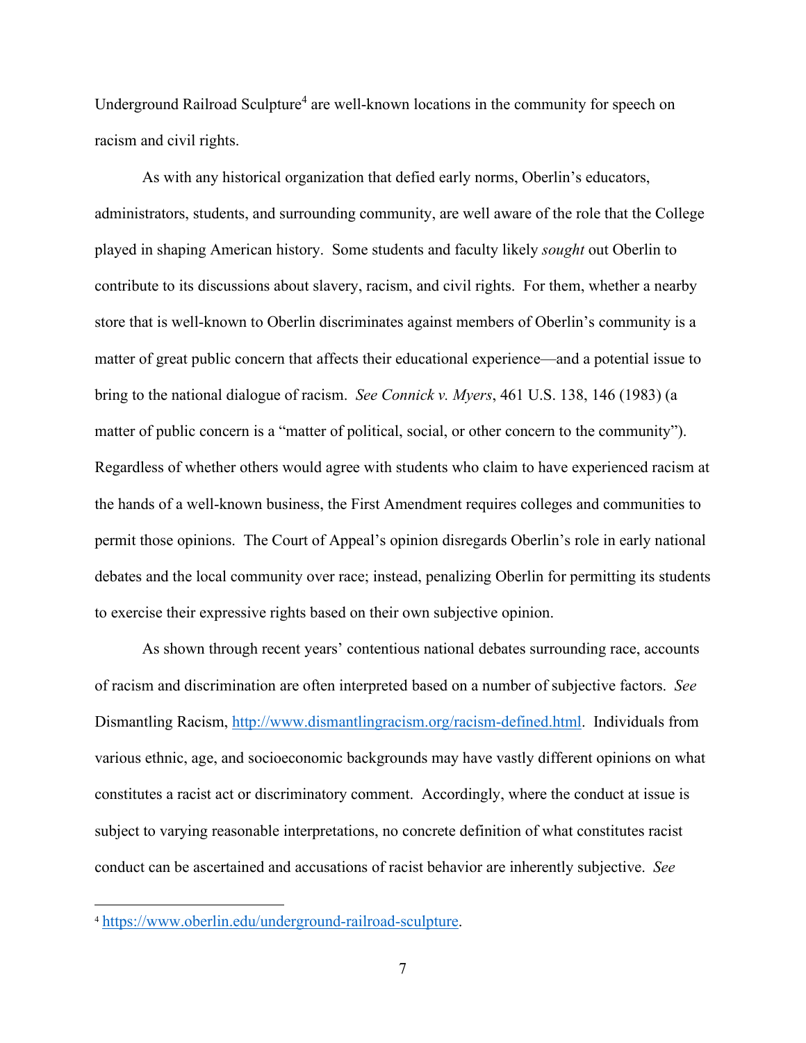Underground Railroad Sculpture[4] are well-known locations in the community for speech on racism and civil rights.

As with any historical organization that defied early norms, Oberlin's educators, administrators, students, and surrounding community, are well aware of the role that the College played in shaping American history. Some students and faculty likely *sought* out Oberlin to contribute to its discussions about slavery, racism, and civil rights. For them, whether a nearby store that is well-known to Oberlin discriminates against members of Oberlin's community is a matter of great public concern that affects their educational experience—and a potential issue to bring to the national dialogue of racism. *See Connick v. Myers*, 461 U.S. 138, 146 (1983) (a matter of public concern is a "matter of political, social, or other concern to the community"). Regardless of whether others would agree with students who claim to have experienced racism at the hands of a well-known business, the First Amendment requires colleges and communities to permit those opinions. The Court of Appeal's opinion disregards Oberlin's role in early national debates and the local community over race; instead, penalizing Oberlin for permitting its students to exercise their expressive rights based on their own subjective opinion.

As shown through recent years' contentious national debates surrounding race, accounts of racism and discrimination are often interpreted based on a number of subjective factors. *See* Dismantling Racism, http://www.dismantlingracism.org/racism-defined.html. Individuals from various ethnic, age, and socioeconomic backgrounds may have vastly different opinions on what constitutes a racist act or discriminatory comment. Accordingly, where the conduct at issue is subject to varying reasonable interpretations, no concrete definition of what constitutes racist conduct can be ascertained and accusations of racist behavior are inherently subjective. *See*

---

[4] https://www.oberlin.edu/underground-railroad-sculpture.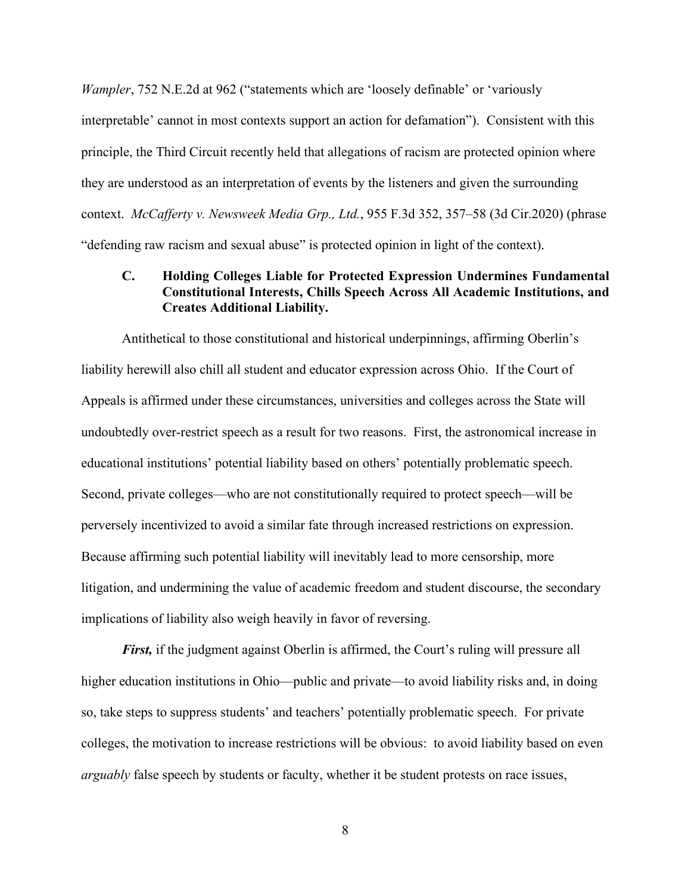*Wampler*, 752 N.E.2d at 962 ("statements which are 'loosely definable' or 'variously interpretable' cannot in most contexts support an action for defamation"). Consistent with this principle, the Third Circuit recently held that allegations of racism are protected opinion where they are understood as an interpretation of events by the listeners and given the surrounding context. *McCafferty v. Newsweek Media Grp., Ltd.*, 955 F.3d 352, 357–58 (3d Cir.2020) (phrase "defending raw racism and sexual abuse" is protected opinion in light of the context).

### C. Holding Colleges Liable for Protected Expression Undermines Fundamental Constitutional Interests, Chills Speech Across All Academic Institutions, and Creates Additional Liability.

Antithetical to those constitutional and historical underpinnings, affirming Oberlin's liability herewill also chill all student and educator expression across Ohio. If the Court of Appeals is affirmed under these circumstances, universities and colleges across the State will undoubtedly over-restrict speech as a result for two reasons. First, the astronomical increase in educational institutions' potential liability based on others' potentially problematic speech. Second, private colleges—who are not constitutionally required to protect speech—will be perversely incentivized to avoid a similar fate through increased restrictions on expression. Because affirming such potential liability will inevitably lead to more censorship, more litigation, and undermining the value of academic freedom and student discourse, the secondary implications of liability also weigh heavily in favor of reversing.

***First,*** if the judgment against Oberlin is affirmed, the Court's ruling will pressure all higher education institutions in Ohio—public and private—to avoid liability risks and, in doing so, take steps to suppress students' and teachers' potentially problematic speech. For private colleges, the motivation to increase restrictions will be obvious: to avoid liability based on even *arguably* false speech by students or faculty, whether it be student protests on race issues,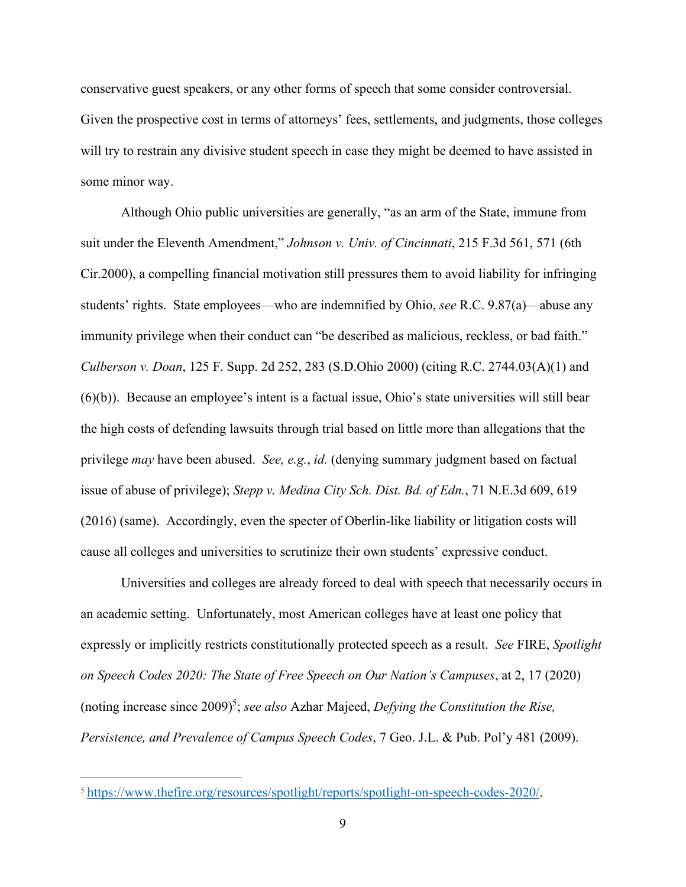conservative guest speakers, or any other forms of speech that some consider controversial. Given the prospective cost in terms of attorneys' fees, settlements, and judgments, those colleges will try to restrain any divisive student speech in case they might be deemed to have assisted in some minor way.

Although Ohio public universities are generally, "as an arm of the State, immune from suit under the Eleventh Amendment," *Johnson v. Univ. of Cincinnati*, 215 F.3d 561, 571 (6th Cir.2000), a compelling financial motivation still pressures them to avoid liability for infringing students' rights. State employees—who are indemnified by Ohio, *see* R.C. 9.87(a)—abuse any immunity privilege when their conduct can "be described as malicious, reckless, or bad faith." *Culberson v. Doan*, 125 F. Supp. 2d 252, 283 (S.D.Ohio 2000) (citing R.C. 2744.03(A)(1) and (6)(b)). Because an employee's intent is a factual issue, Ohio's state universities will still bear the high costs of defending lawsuits through trial based on little more than allegations that the privilege *may* have been abused. *See, e.g.*, *id.* (denying summary judgment based on factual issue of abuse of privilege); *Stepp v. Medina City Sch. Dist. Bd. of Edn.*, 71 N.E.3d 609, 619 (2016) (same). Accordingly, even the specter of Oberlin-like liability or litigation costs will cause all colleges and universities to scrutinize their own students' expressive conduct.

Universities and colleges are already forced to deal with speech that necessarily occurs in an academic setting. Unfortunately, most American colleges have at least one policy that expressly or implicitly restricts constitutionally protected speech as a result. *See* FIRE, *Spotlight on Speech Codes 2020: The State of Free Speech on Our Nation's Campuses*, at 2, 17 (2020) (noting increase since 2009)[5]; *see also* Azhar Majeed, *Defying the Constitution the Rise, Persistence, and Prevalence of Campus Speech Codes*, 7 Geo. J.L. & Pub. Pol'y 481 (2009).

---

[5] https://www.thefire.org/resources/spotlight/reports/spotlight-on-speech-codes-2020/.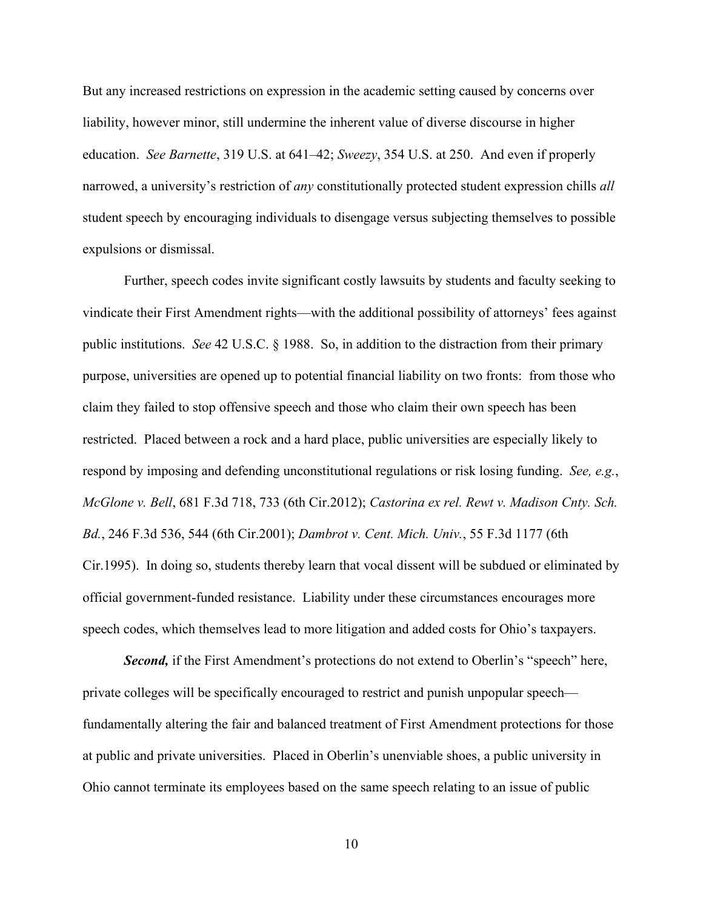But any increased restrictions on expression in the academic setting caused by concerns over liability, however minor, still undermine the inherent value of diverse discourse in higher education. *See Barnette*, 319 U.S. at 641–42; *Sweezy*, 354 U.S. at 250. And even if properly narrowed, a university's restriction of *any* constitutionally protected student expression chills *all* student speech by encouraging individuals to disengage versus subjecting themselves to possible expulsions or dismissal.

Further, speech codes invite significant costly lawsuits by students and faculty seeking to vindicate their First Amendment rights—with the additional possibility of attorneys' fees against public institutions. *See* 42 U.S.C. § 1988. So, in addition to the distraction from their primary purpose, universities are opened up to potential financial liability on two fronts: from those who claim they failed to stop offensive speech and those who claim their own speech has been restricted. Placed between a rock and a hard place, public universities are especially likely to respond by imposing and defending unconstitutional regulations or risk losing funding. *See, e.g.*, *McGlone v. Bell*, 681 F.3d 718, 733 (6th Cir.2012); *Castorina ex rel. Rewt v. Madison Cnty. Sch. Bd.*, 246 F.3d 536, 544 (6th Cir.2001); *Dambrot v. Cent. Mich. Univ.*, 55 F.3d 1177 (6th Cir.1995). In doing so, students thereby learn that vocal dissent will be subdued or eliminated by official government-funded resistance. Liability under these circumstances encourages more speech codes, which themselves lead to more litigation and added costs for Ohio's taxpayers.

***Second,*** if the First Amendment's protections do not extend to Oberlin's "speech" here, private colleges will be specifically encouraged to restrict and punish unpopular speech—fundamentally altering the fair and balanced treatment of First Amendment protections for those at public and private universities. Placed in Oberlin's unenviable shoes, a public university in Ohio cannot terminate its employees based on the same speech relating to an issue of public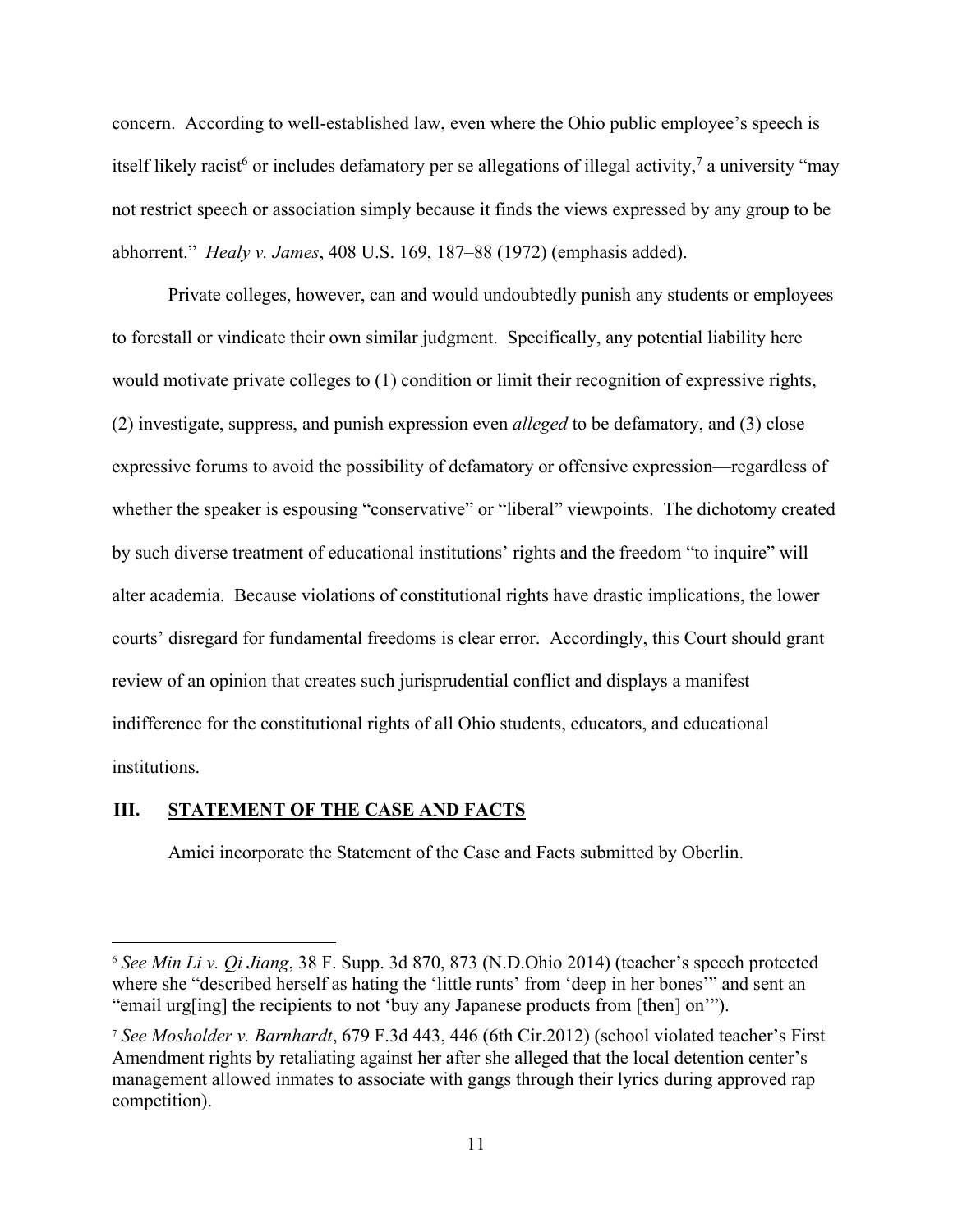concern. According to well-established law, even where the Ohio public employee's speech is itself likely racist[6] or includes defamatory per se allegations of illegal activity,[7] a university "may not restrict speech or association simply because it finds the views expressed by any group to be abhorrent." *Healy v. James*, 408 U.S. 169, 187–88 (1972) (emphasis added).

Private colleges, however, can and would undoubtedly punish any students or employees to forestall or vindicate their own similar judgment. Specifically, any potential liability here would motivate private colleges to (1) condition or limit their recognition of expressive rights, (2) investigate, suppress, and punish expression even *alleged* to be defamatory, and (3) close expressive forums to avoid the possibility of defamatory or offensive expression—regardless of whether the speaker is espousing "conservative" or "liberal" viewpoints. The dichotomy created by such diverse treatment of educational institutions' rights and the freedom "to inquire" will alter academia. Because violations of constitutional rights have drastic implications, the lower courts' disregard for fundamental freedoms is clear error. Accordingly, this Court should grant review of an opinion that creates such jurisprudential conflict and displays a manifest indifference for the constitutional rights of all Ohio students, educators, and educational institutions.

## III. STATEMENT OF THE CASE AND FACTS

Amici incorporate the Statement of the Case and Facts submitted by Oberlin.

---

[6] *See Min Li v. Qi Jiang*, 38 F. Supp. 3d 870, 873 (N.D.Ohio 2014) (teacher's speech protected where she "described herself as hating the 'little runts' from 'deep in her bones'" and sent an "email urg[ing] the recipients to not 'buy any Japanese products from [then] on'").

[7] *See Mosholder v. Barnhardt*, 679 F.3d 443, 446 (6th Cir.2012) (school violated teacher's First Amendment rights by retaliating against her after she alleged that the local detention center's management allowed inmates to associate with gangs through their lyrics during approved rap competition).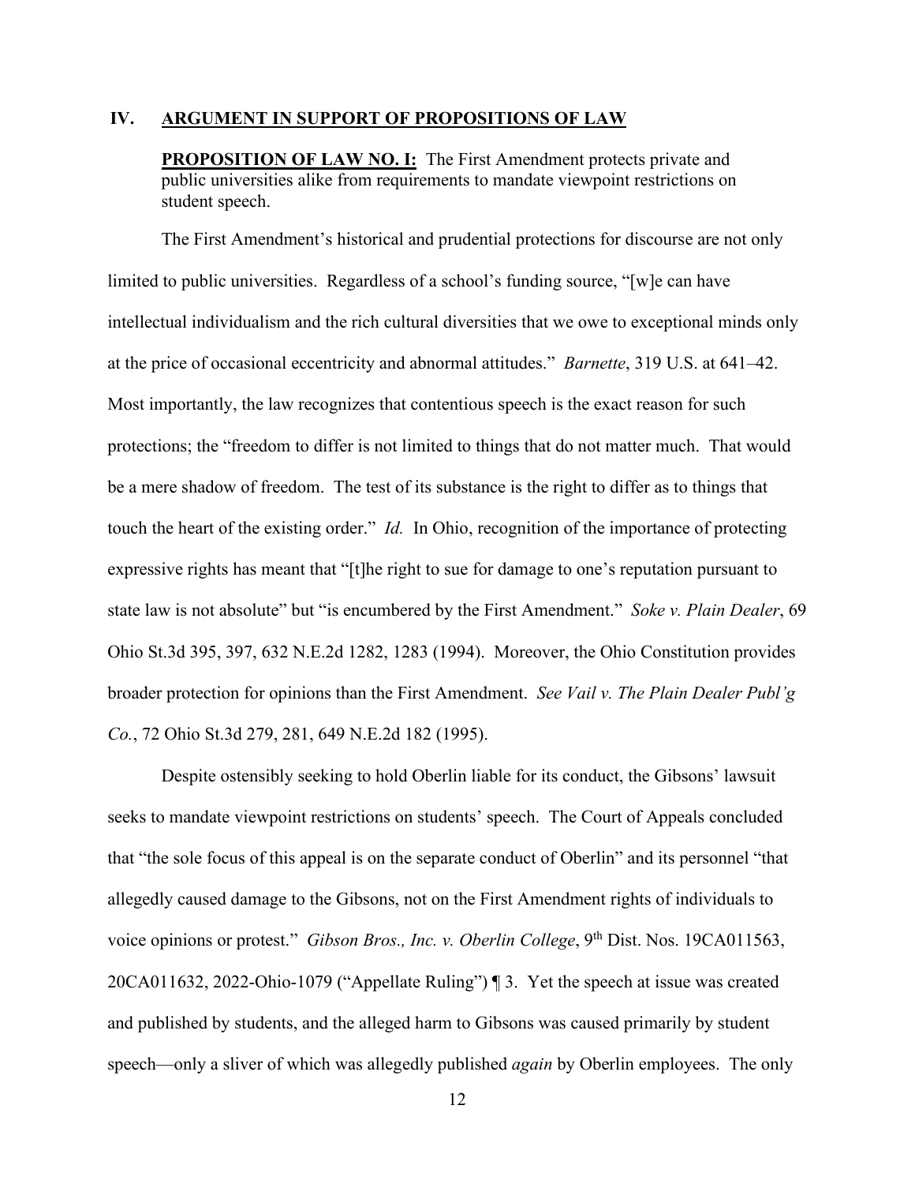## IV. ARGUMENT IN SUPPORT OF PROPOSITIONS OF LAW

**PROPOSITION OF LAW NO. I:** The First Amendment protects private and public universities alike from requirements to mandate viewpoint restrictions on student speech.

The First Amendment's historical and prudential protections for discourse are not only limited to public universities. Regardless of a school's funding source, "[w]e can have intellectual individualism and the rich cultural diversities that we owe to exceptional minds only at the price of occasional eccentricity and abnormal attitudes." *Barnette*, 319 U.S. at 641–42. Most importantly, the law recognizes that contentious speech is the exact reason for such protections; the "freedom to differ is not limited to things that do not matter much. That would be a mere shadow of freedom. The test of its substance is the right to differ as to things that touch the heart of the existing order." *Id.* In Ohio, recognition of the importance of protecting expressive rights has meant that "[t]he right to sue for damage to one's reputation pursuant to state law is not absolute" but "is encumbered by the First Amendment." *Soke v. Plain Dealer*, 69 Ohio St.3d 395, 397, 632 N.E.2d 1282, 1283 (1994). Moreover, the Ohio Constitution provides broader protection for opinions than the First Amendment. *See Vail v. The Plain Dealer Publ'g Co.*, 72 Ohio St.3d 279, 281, 649 N.E.2d 182 (1995).

Despite ostensibly seeking to hold Oberlin liable for its conduct, the Gibsons' lawsuit seeks to mandate viewpoint restrictions on students' speech. The Court of Appeals concluded that "the sole focus of this appeal is on the separate conduct of Oberlin" and its personnel "that allegedly caused damage to the Gibsons, not on the First Amendment rights of individuals to voice opinions or protest." *Gibson Bros., Inc. v. Oberlin College*, 9th Dist. Nos. 19CA011563, 20CA011632, 2022-Ohio-1079 ("Appellate Ruling") ¶ 3. Yet the speech at issue was created and published by students, and the alleged harm to Gibsons was caused primarily by student speech—only a sliver of which was allegedly published *again* by Oberlin employees. The only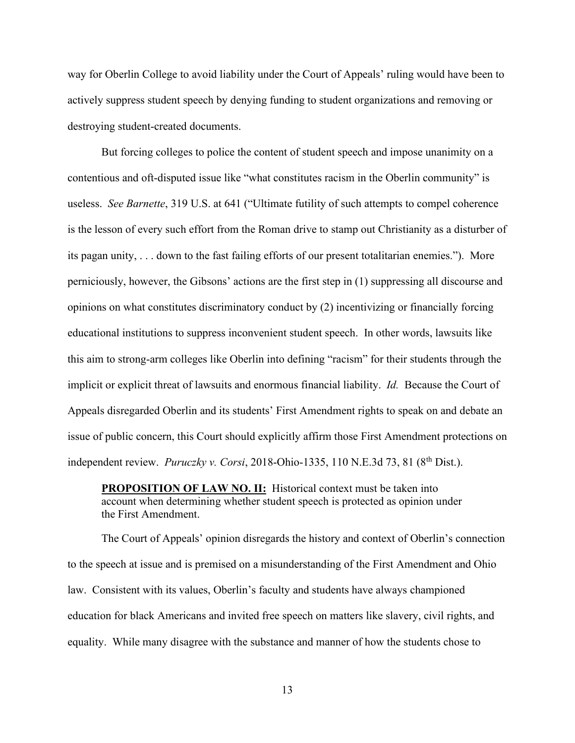way for Oberlin College to avoid liability under the Court of Appeals' ruling would have been to actively suppress student speech by denying funding to student organizations and removing or destroying student-created documents.

But forcing colleges to police the content of student speech and impose unanimity on a contentious and oft-disputed issue like "what constitutes racism in the Oberlin community" is useless. *See Barnette*, 319 U.S. at 641 ("Ultimate futility of such attempts to compel coherence is the lesson of every such effort from the Roman drive to stamp out Christianity as a disturber of its pagan unity, . . . down to the fast failing efforts of our present totalitarian enemies."). More perniciously, however, the Gibsons' actions are the first step in (1) suppressing all discourse and opinions on what constitutes discriminatory conduct by (2) incentivizing or financially forcing educational institutions to suppress inconvenient student speech. In other words, lawsuits like this aim to strong-arm colleges like Oberlin into defining "racism" for their students through the implicit or explicit threat of lawsuits and enormous financial liability. *Id.* Because the Court of Appeals disregarded Oberlin and its students' First Amendment rights to speak on and debate an issue of public concern, this Court should explicitly affirm those First Amendment protections on independent review. *Puruczky v. Corsi*, 2018-Ohio-1335, 110 N.E.3d 73, 81 (8th Dist.).

> **PROPOSITION OF LAW NO. II:** Historical context must be taken into account when determining whether student speech is protected as opinion under the First Amendment.

The Court of Appeals' opinion disregards the history and context of Oberlin's connection to the speech at issue and is premised on a misunderstanding of the First Amendment and Ohio law. Consistent with its values, Oberlin's faculty and students have always championed education for black Americans and invited free speech on matters like slavery, civil rights, and equality. While many disagree with the substance and manner of how the students chose to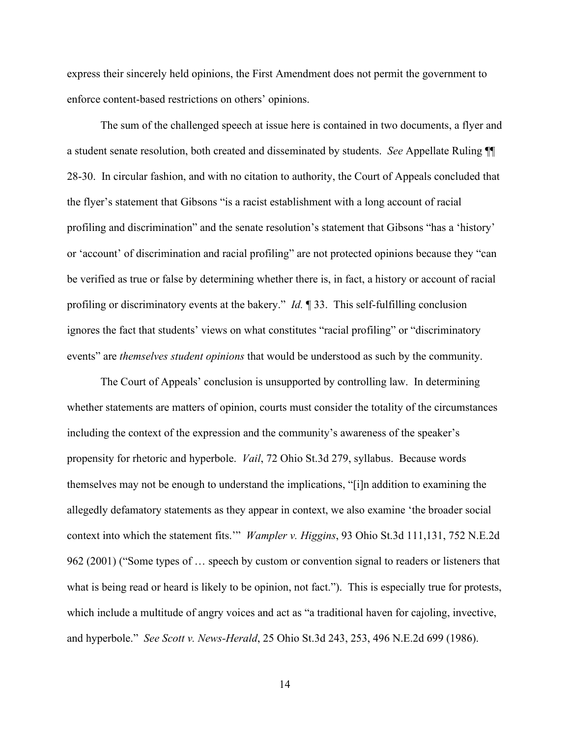express their sincerely held opinions, the First Amendment does not permit the government to enforce content-based restrictions on others' opinions.

The sum of the challenged speech at issue here is contained in two documents, a flyer and a student senate resolution, both created and disseminated by students. *See* Appellate Ruling ¶¶ 28-30. In circular fashion, and with no citation to authority, the Court of Appeals concluded that the flyer's statement that Gibsons "is a racist establishment with a long account of racial profiling and discrimination" and the senate resolution's statement that Gibsons "has a 'history' or 'account' of discrimination and racial profiling" are not protected opinions because they "can be verified as true or false by determining whether there is, in fact, a history or account of racial profiling or discriminatory events at the bakery." *Id.* ¶ 33. This self-fulfilling conclusion ignores the fact that students' views on what constitutes "racial profiling" or "discriminatory events" are *themselves student opinions* that would be understood as such by the community.

The Court of Appeals' conclusion is unsupported by controlling law. In determining whether statements are matters of opinion, courts must consider the totality of the circumstances including the context of the expression and the community's awareness of the speaker's propensity for rhetoric and hyperbole. *Vail*, 72 Ohio St.3d 279, syllabus. Because words themselves may not be enough to understand the implications, "[i]n addition to examining the allegedly defamatory statements as they appear in context, we also examine 'the broader social context into which the statement fits.'" *Wampler v. Higgins*, 93 Ohio St.3d 111,131, 752 N.E.2d 962 (2001) ("Some types of … speech by custom or convention signal to readers or listeners that what is being read or heard is likely to be opinion, not fact."). This is especially true for protests, which include a multitude of angry voices and act as "a traditional haven for cajoling, invective, and hyperbole." *See Scott v. News-Herald*, 25 Ohio St.3d 243, 253, 496 N.E.2d 699 (1986).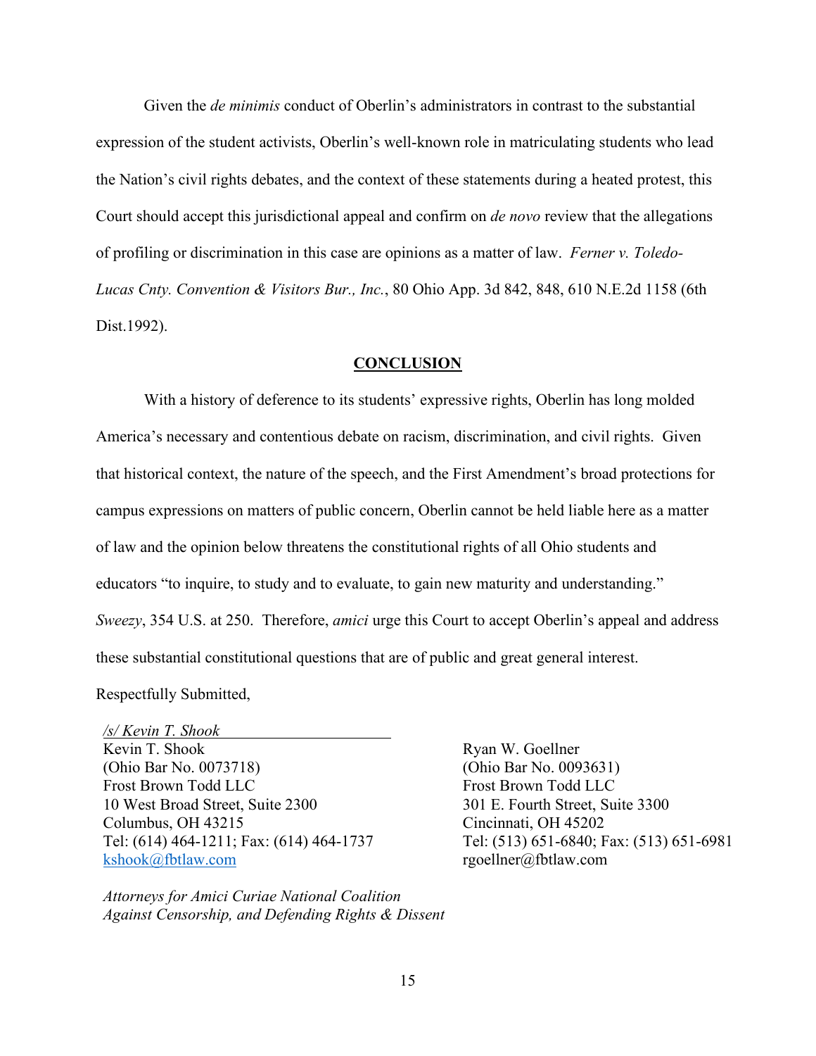Given the *de minimis* conduct of Oberlin's administrators in contrast to the substantial expression of the student activists, Oberlin's well-known role in matriculating students who lead the Nation's civil rights debates, and the context of these statements during a heated protest, this Court should accept this jurisdictional appeal and confirm on *de novo* review that the allegations of profiling or discrimination in this case are opinions as a matter of law. *Ferner v. Toledo-Lucas Cnty. Convention & Visitors Bur., Inc.*, 80 Ohio App. 3d 842, 848, 610 N.E.2d 1158 (6th Dist.1992).

## CONCLUSION

With a history of deference to its students' expressive rights, Oberlin has long molded America's necessary and contentious debate on racism, discrimination, and civil rights. Given that historical context, the nature of the speech, and the First Amendment's broad protections for campus expressions on matters of public concern, Oberlin cannot be held liable here as a matter of law and the opinion below threatens the constitutional rights of all Ohio students and educators "to inquire, to study and to evaluate, to gain new maturity and understanding." *Sweezy*, 354 U.S. at 250. Therefore, *amici* urge this Court to accept Oberlin's appeal and address these substantial constitutional questions that are of public and great general interest.

Respectfully Submitted,

*/s/ Kevin T. Shook*
Kevin T. Shook
(Ohio Bar No. 0073718)
Frost Brown Todd LLC
10 West Broad Street, Suite 2300
Columbus, OH 43215
Tel: (614) 464-1211; Fax: (614) 464-1737
kshook@fbtlaw.com

Ryan W. Goellner
(Ohio Bar No. 0093631)
Frost Brown Todd LLC
301 E. Fourth Street, Suite 3300
Cincinnati, OH 45202
Tel: (513) 651-6840; Fax: (513) 651-6981
rgoellner@fbtlaw.com

*Attorneys for Amici Curiae National Coalition Against Censorship, and Defending Rights & Dissent*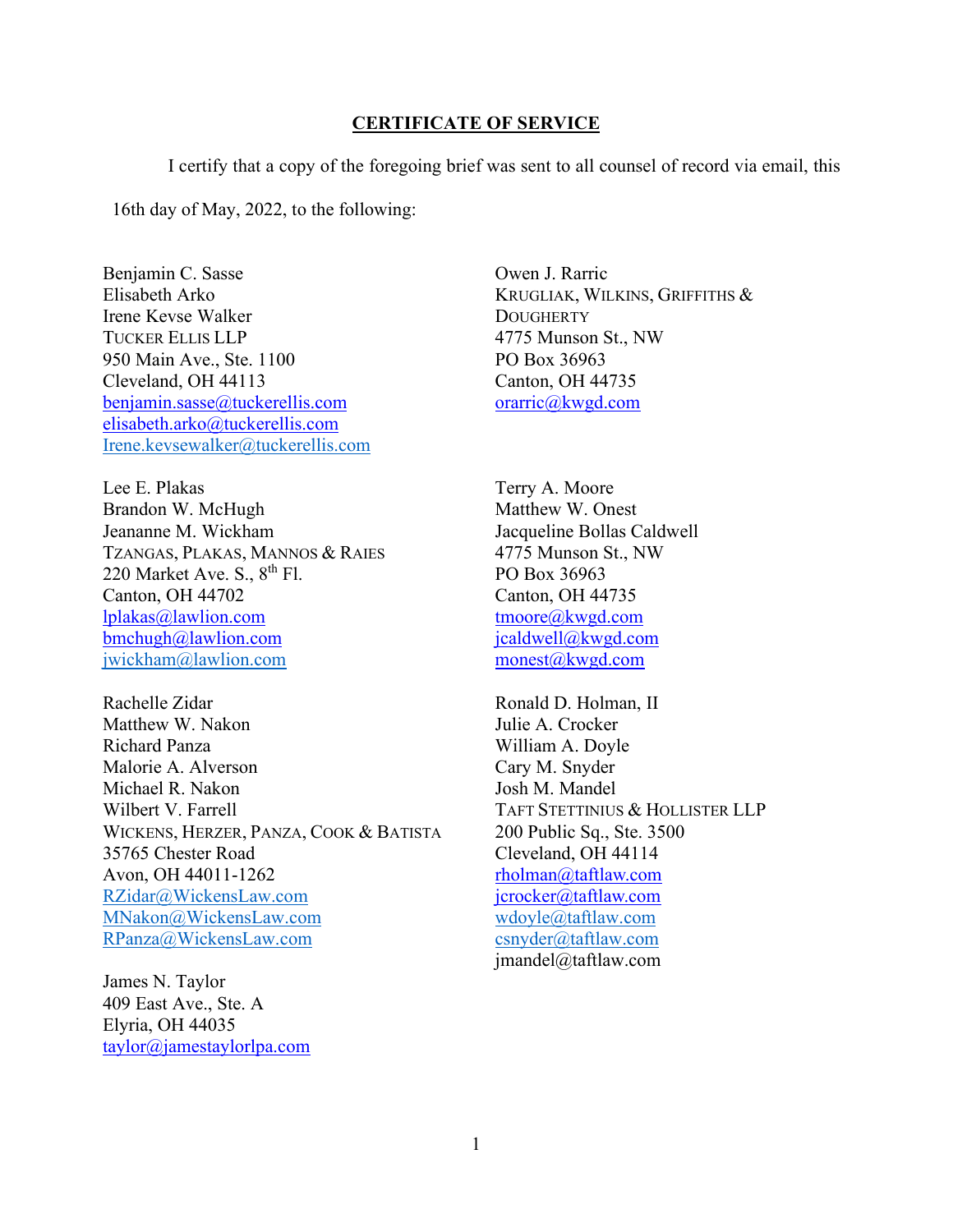## CERTIFICATE OF SERVICE

I certify that a copy of the foregoing brief was sent to all counsel of record via email, this 16th day of May, 2022, to the following:

Benjamin C. Sasse
Elisabeth Arko
Irene Kevse Walker
TUCKER ELLIS LLP
950 Main Ave., Ste. 1100
Cleveland, OH 44113
benjamin.sasse@tuckerellis.com
elisabeth.arko@tuckerellis.com
Irene.kevsewalker@tuckerellis.com

Lee E. Plakas
Brandon W. McHugh
Jeananne M. Wickham
TZANGAS, PLAKAS, MANNOS & RAIES
220 Market Ave. S., 8th Fl.
Canton, OH 44702
lplakas@lawlion.com
bmchugh@lawlion.com
jwickham@lawlion.com

Rachelle Zidar
Matthew W. Nakon
Richard Panza
Malorie A. Alverson
Michael R. Nakon
Wilbert V. Farrell
WICKENS, HERZER, PANZA, COOK & BATISTA
35765 Chester Road
Avon, OH 44011-1262
RZidar@WickensLaw.com
MNakon@WickensLaw.com
RPanza@WickensLaw.com

James N. Taylor
409 East Ave., Ste. A
Elyria, OH 44035
taylor@jamestaylorlpa.com

Owen J. Rarric
KRUGLIAK, WILKINS, GRIFFITHS & DOUGHERTY
4775 Munson St., NW
PO Box 36963
Canton, OH 44735
orarric@kwgd.com

Terry A. Moore
Matthew W. Onest
Jacqueline Bollas Caldwell
4775 Munson St., NW
PO Box 36963
Canton, OH 44735
tmoore@kwgd.com
jcaldwell@kwgd.com
monest@kwgd.com

Ronald D. Holman, II
Julie A. Crocker
William A. Doyle
Cary M. Snyder
Josh M. Mandel
TAFT STETTINIUS & HOLLISTER LLP
200 Public Sq., Ste. 3500
Cleveland, OH 44114
rholman@taftlaw.com
jcrocker@taftlaw.com
wdoyle@taftlaw.com
csnyder@taftlaw.com
jmandel@taftlaw.com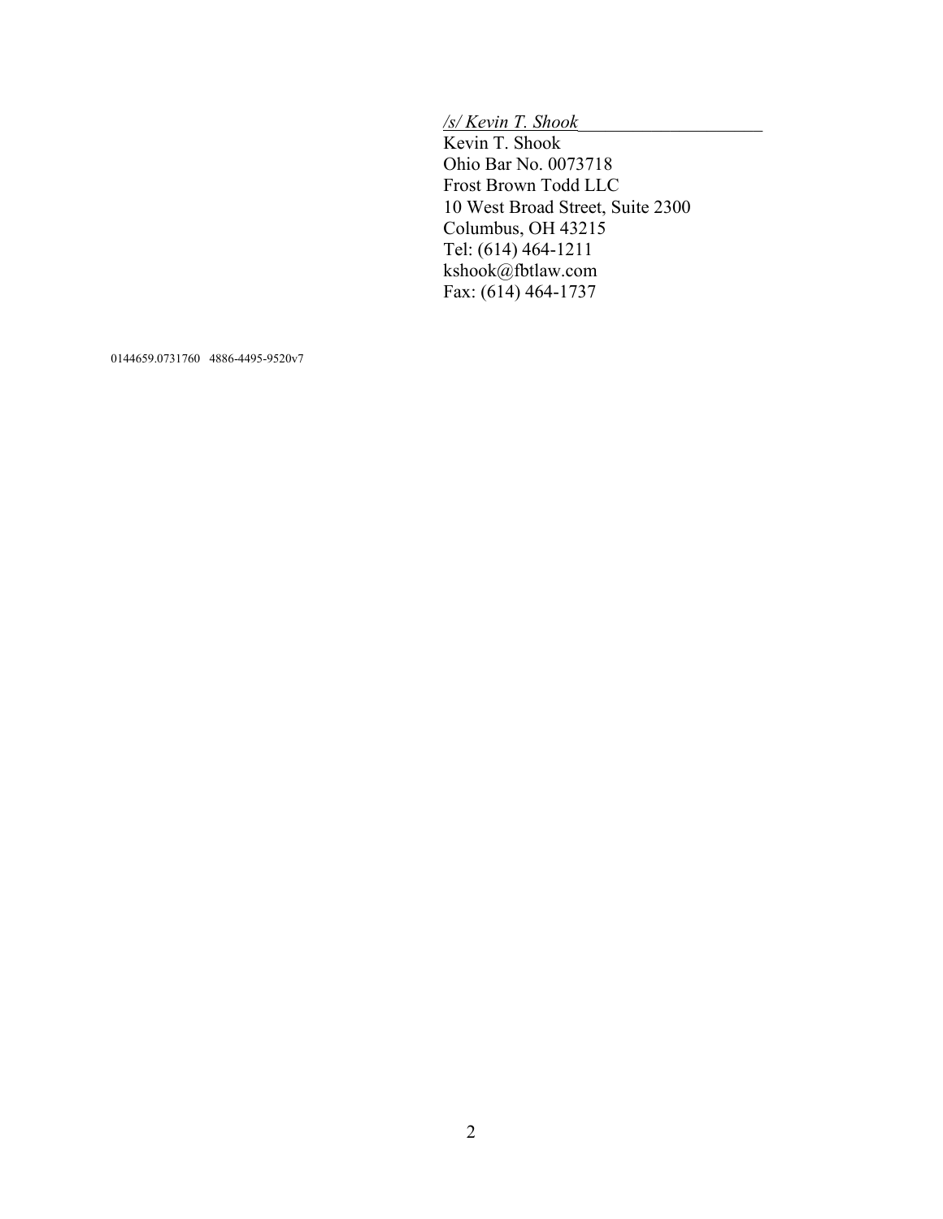*/s/ Kevin T. Shook*
Kevin T. Shook
Ohio Bar No. 0073718
Frost Brown Todd LLC
10 West Broad Street, Suite 2300
Columbus, OH 43215
Tel: (614) 464-1211
kshook@fbtlaw.com
Fax: (614) 464-1737

0144659.0731760 4886-4495-9520v7